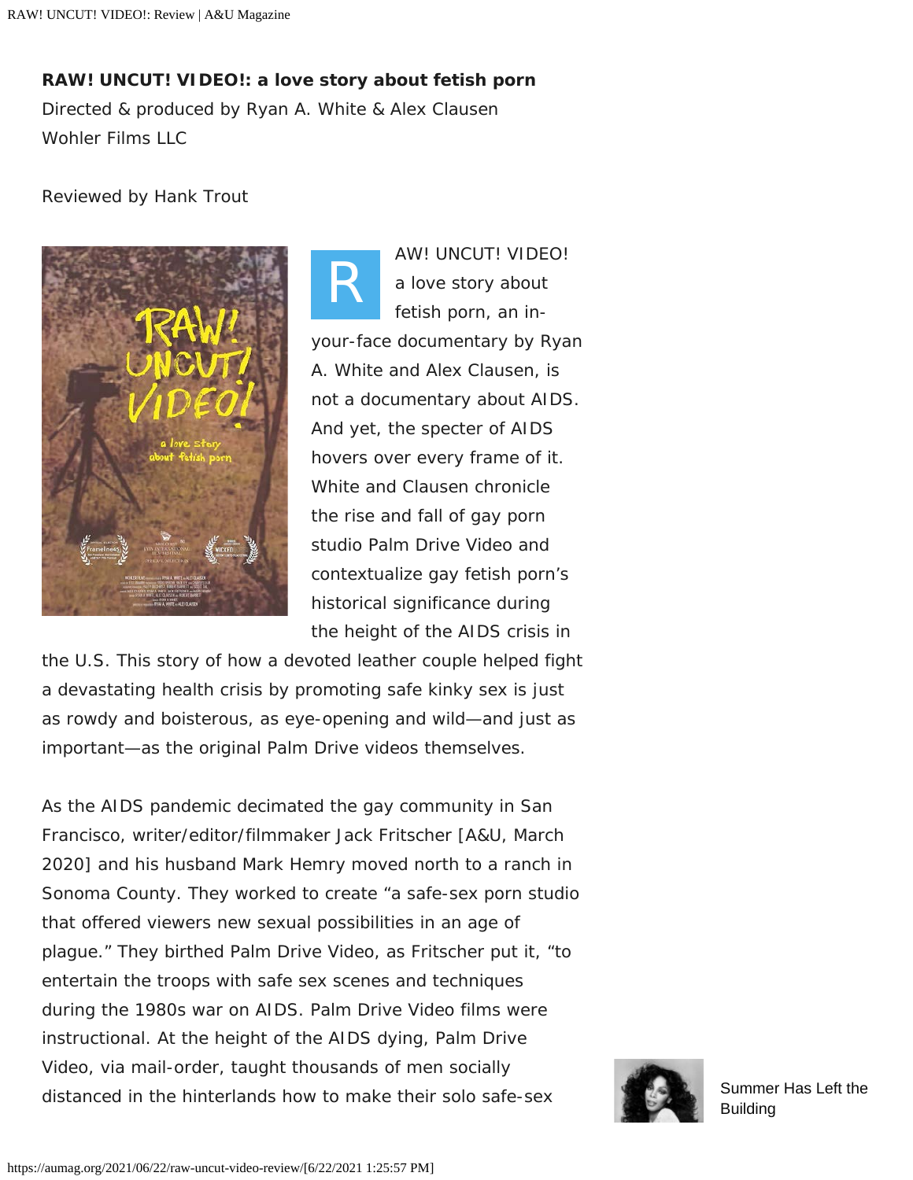**RAW! UNCUT! VIDEO!: a love story about fetish porn**

Directed & produced by Ryan A. White & Alex Clausen

Wohler Films LLC

Reviewed by Hank Trout

RAW! UNCUT! VIDEO! a love story about fetish porn, an in-your-face documentary by Ryan A. White and Alex Clausen, is not a documentary about AIDS. And yet, the specter of AIDS hovers over every frame of it. White and Clausen chronicle the rise and fall of gay porn studio Palm Drive Video and contextualize gay fetish porn's historical significance during the height of the AIDS crisis in the U.S. This story of how a devoted leather couple helped fight a devastating health crisis by promoting safe kinky sex is just as rowdy and boisterous, as eye-opening and wild—and just as important—as the original Palm Drive videos themselves.

As the AIDS pandemic decimated the gay community in San Francisco, writer/editor/filmmaker Jack Fritscher [A&U, March 2020] and his husband Mark Hemry moved north to a ranch in Sonoma County. They worked to create "a safe-sex porn studio that offered viewers new sexual possibilities in an age of plague." They birthed Palm Drive Video, as Fritscher put it, "to entertain the troops with safe sex scenes and techniques during the 1980s war on AIDS. Palm Drive Video films were instructional. At the height of the AIDS dying, Palm Drive Video, via mail-order, taught thousands of men socially distanced in the hinterlands how to make their solo safe-sex

Summer Has Left the Building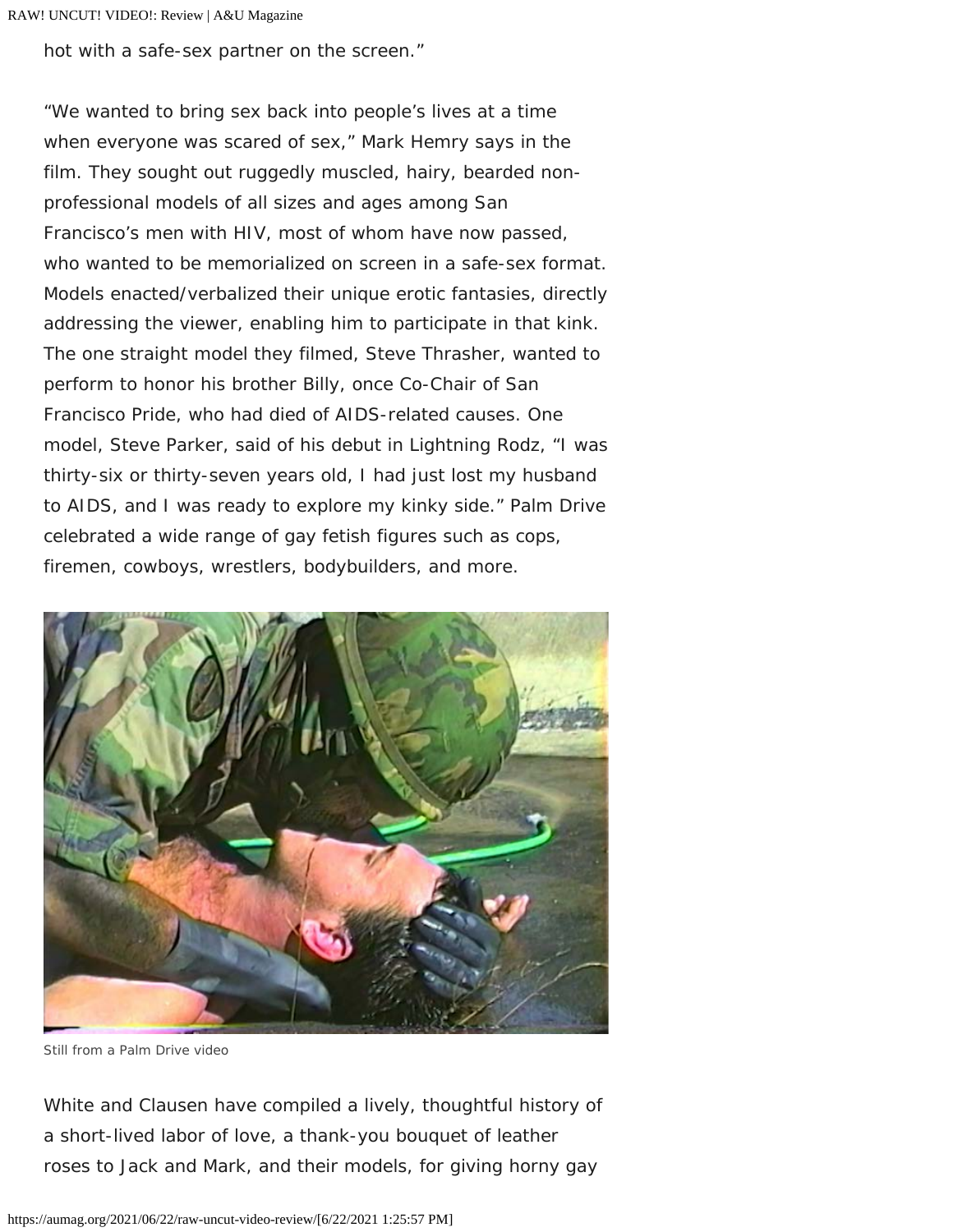hot with a safe-sex partner on the screen."

"We wanted to bring sex back into people's lives at a time when everyone was scared of sex," Mark Hemry says in the film. They sought out ruggedly muscled, hairy, bearded non-professional models of all sizes and ages among San Francisco's men with HIV, most of whom have now passed, who wanted to be memorialized on screen in a safe-sex format. Models enacted/verbalized their unique erotic fantasies, directly addressing the viewer, enabling him to participate in that kink. The one straight model they filmed, Steve Thrasher, wanted to perform to honor his brother Billy, once Co-Chair of San Francisco Pride, who had died of AIDS-related causes. One model, Steve Parker, said of his debut in Lightning Rodz, "I was thirty-six or thirty-seven years old, I had just lost my husband to AIDS, and I was ready to explore my kinky side." Palm Drive celebrated a wide range of gay fetish figures such as cops, firemen, cowboys, wrestlers, bodybuilders, and more.

Still from a Palm Drive video

White and Clausen have compiled a lively, thoughtful history of a short-lived labor of love, a thank-you bouquet of leather roses to Jack and Mark, and their models, for giving horny gay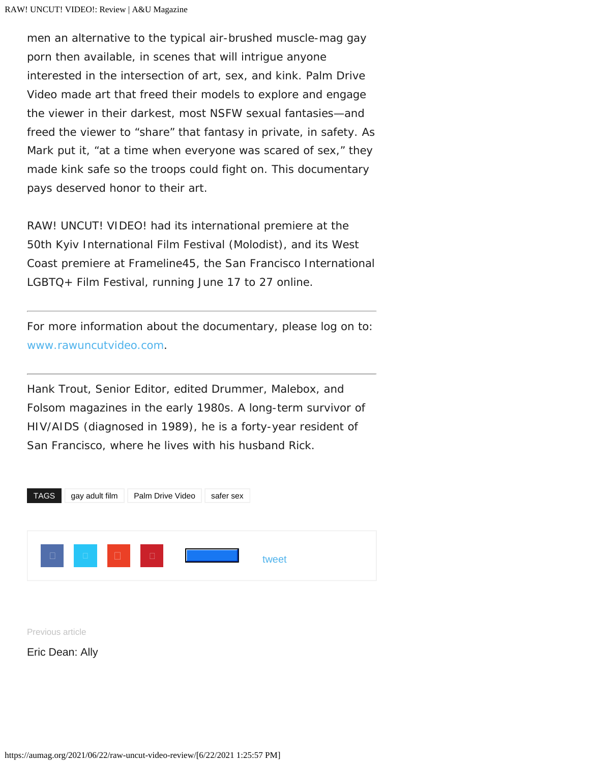men an alternative to the typical air-brushed muscle-mag gay porn then available, in scenes that will intrigue anyone interested in the intersection of art, sex, and kink. Palm Drive Video made art that freed their models to explore and engage the viewer in their darkest, most NSFW sexual fantasies—and freed the viewer to "share" that fantasy in private, in safety. As Mark put it, "at a time when everyone was scared of sex," they made kink safe so the troops could fight on. This documentary pays deserved honor to their art.

RAW! UNCUT! VIDEO! had its international premiere at the 50th Kyiv International Film Festival (Molodist), and its West Coast premiere at Frameline45, the San Francisco International LGBTQ+ Film Festival, running June 17 to 27 online.

---

For more information about the documentary, please log on to: www.rawuncutvideo.com.

---

Hank Trout, Senior Editor, edited Drummer, Malebox, and Folsom magazines in the early 1980s. A long-term survivor of HIV/AIDS (diagnosed in 1989), he is a forty-year resident of San Francisco, where he lives with his husband Rick.

TAGS gay adult film Palm Drive Video safer sex

tweet

Previous article

Eric Dean: Ally